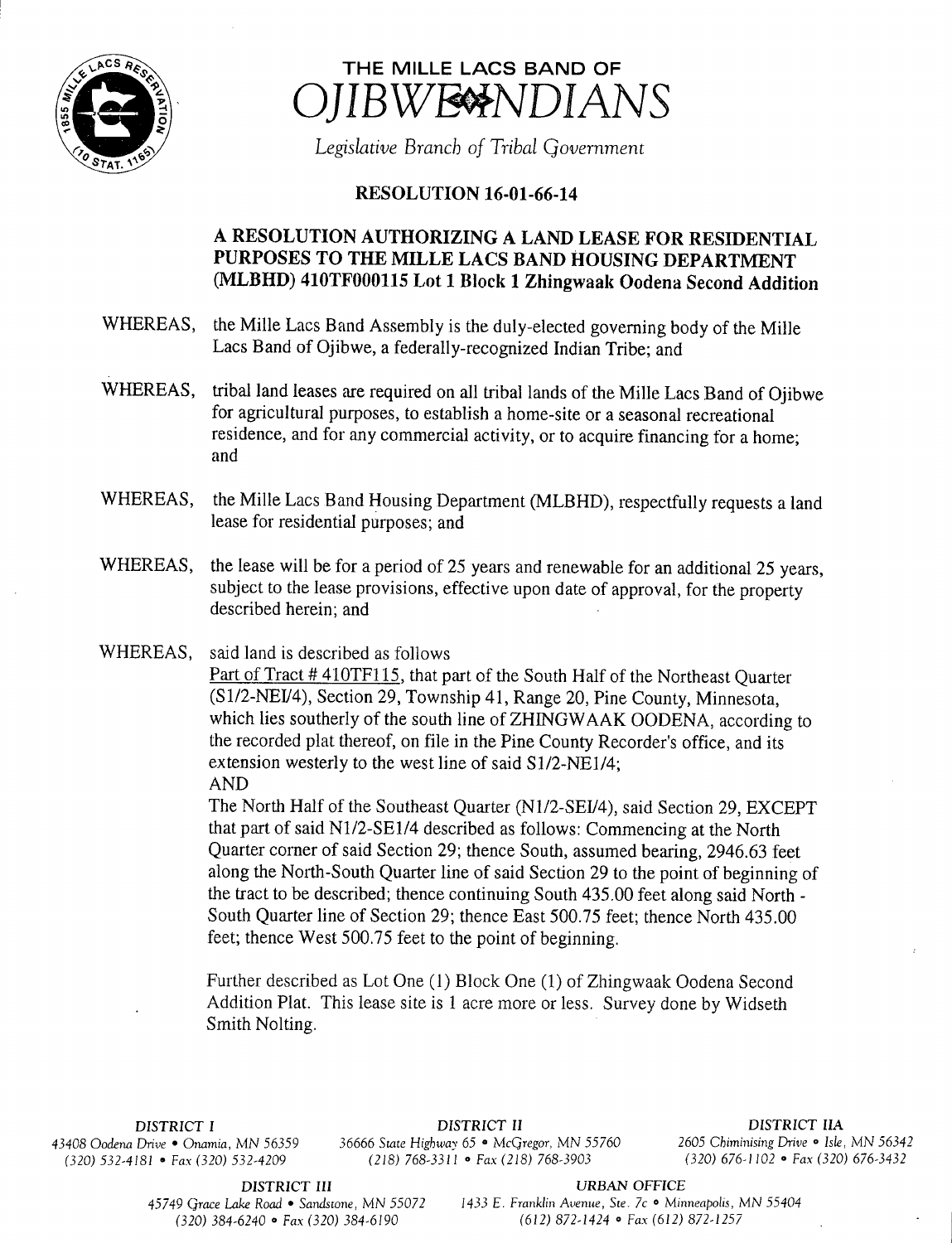# THE MILLE LACS BAND OF OJIBWE INDIANS

*Legislative Branch of Tribal Government*

## RESOLUTION 16-01-66-14

### A RESOLUTION AUTHORIZING A LAND LEASE FOR RESIDENTIAL PURPOSES TO THE MILLE LACS BAND HOUSING DEPARTMENT (MLBHD) 410TF000115 Lot 1 Block 1 Zhingwaak Oodena Second Addition

WHEREAS, the Mille Lacs Band Assembly is the duly-elected governing body of the Mille Lacs Band of Ojibwe, a federally-recognized Indian Tribe; and

WHEREAS, tribal land leases are required on all tribal lands of the Mille Lacs Band of Ojibwe for agricultural purposes, to establish a home-site or a seasonal recreational residence, and for any commercial activity, or to acquire financing for a home; and

WHEREAS, the Mille Lacs Band Housing Department (MLBHD), respectfully requests a land lease for residential purposes; and

WHEREAS, the lease will be for a period of 25 years and renewable for an additional 25 years, subject to the lease provisions, effective upon date of approval, for the property described herein; and

WHEREAS, said land is described as follows

Part of Tract # 410TF115, that part of the South Half of the Northeast Quarter (S1/2-NEI/4), Section 29, Township 41, Range 20, Pine County, Minnesota, which lies southerly of the south line of ZHINGWAAK OODENA, according to the recorded plat thereof, on file in the Pine County Recorder's office, and its extension westerly to the west line of said S1/2-NE1/4;

AND

The North Half of the Southeast Quarter (N1/2-SEI/4), said Section 29, EXCEPT that part of said N1/2-SE1/4 described as follows: Commencing at the North Quarter corner of said Section 29; thence South, assumed bearing, 2946.63 feet along the North-South Quarter line of said Section 29 to the point of beginning of the tract to be described; thence continuing South 435.00 feet along said North - South Quarter line of Section 29; thence East 500.75 feet; thence North 435.00 feet; thence West 500.75 feet to the point of beginning.

Further described as Lot One (1) Block One (1) of Zhingwaak Oodena Second Addition Plat. This lease site is 1 acre more or less. Survey done by Widseth Smith Nolting.

DISTRICT I
43408 Oodena Drive • Onamia, MN 56359
(320) 532-4181 • Fax (320) 532-4209

DISTRICT II
36666 State Highway 65 • McGregor, MN 55760
(218) 768-3311 • Fax (218) 768-3903

DISTRICT IIA
2605 Chiminising Drive • Isle, MN 56342
(320) 676-1102 • Fax (320) 676-3432

DISTRICT III
45749 Grace Lake Road • Sandstone, MN 55072
(320) 384-6240 • Fax (320) 384-6190

URBAN OFFICE
1433 E. Franklin Avenue, Ste. 7c • Minneapolis, MN 55404
(612) 872-1424 • Fax (612) 872-1257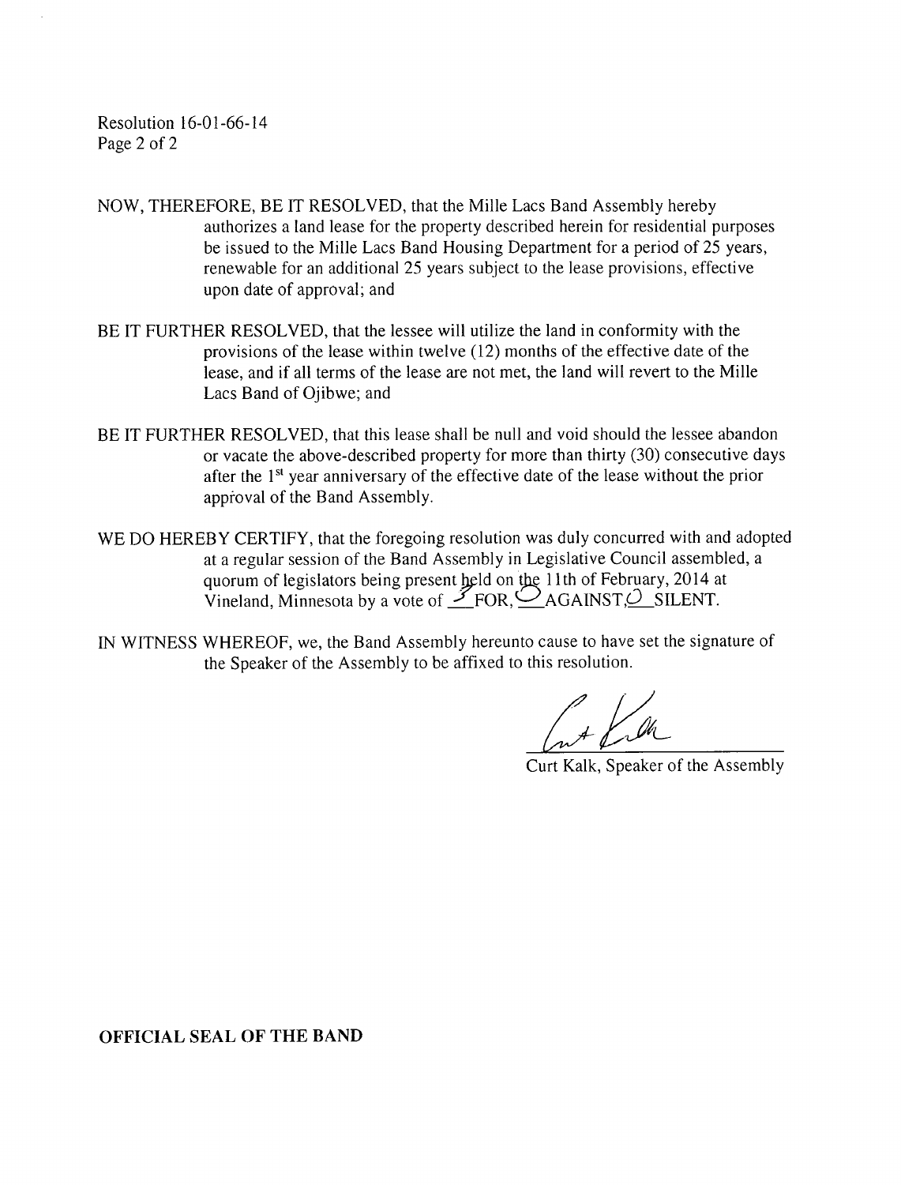Resolution 16-01-66-14

NOW, THEREFORE, BE IT RESOLVED, that the Mille Lacs Band Assembly hereby authorizes a land lease for the property described herein for residential purposes be issued to the Mille Lacs Band Housing Department for a period of 25 years, renewable for an additional 25 years subject to the lease provisions, effective upon date of approval; and

BE IT FURTHER RESOLVED, that the lessee will utilize the land in conformity with the provisions of the lease within twelve (12) months of the effective date of the lease, and if all terms of the lease are not met, the land will revert to the Mille Lacs Band of Ojibwe; and

BE IT FURTHER RESOLVED, that this lease shall be null and void should the lessee abandon or vacate the above-described property for more than thirty (30) consecutive days after the 1st year anniversary of the effective date of the lease without the prior approval of the Band Assembly.

WE DO HEREBY CERTIFY, that the foregoing resolution was duly concurred with and adopted at a regular session of the Band Assembly in Legislative Council assembled, a quorum of legislators being present held on the 11th of February, 2014 at Vineland, Minnesota by a vote of 3 FOR, 0 AGAINST, 0 SILENT.

IN WITNESS WHEREOF, we, the Band Assembly hereunto cause to have set the signature of the Speaker of the Assembly to be affixed to this resolution.

Curt Kalk, Speaker of the Assembly

**OFFICIAL SEAL OF THE BAND**